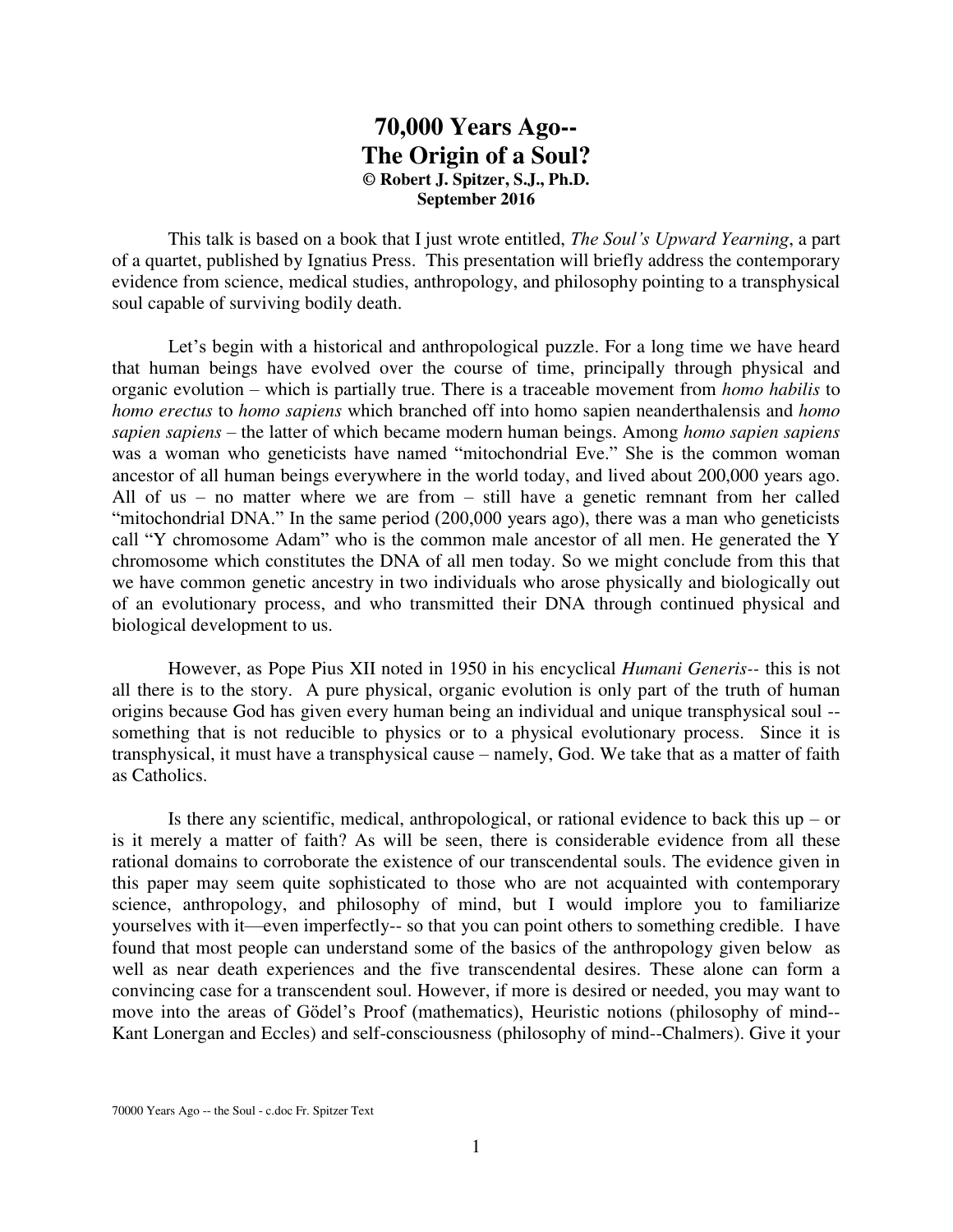# 70,000 Years Ago-- The Origin of a Soul?

**© Robert J. Spitzer, S.J., Ph.D.**
**September 2016**

This talk is based on a book that I just wrote entitled, *The Soul's Upward Yearning*, a part of a quartet, published by Ignatius Press. This presentation will briefly address the contemporary evidence from science, medical studies, anthropology, and philosophy pointing to a transphysical soul capable of surviving bodily death.

Let's begin with a historical and anthropological puzzle. For a long time we have heard that human beings have evolved over the course of time, principally through physical and organic evolution – which is partially true. There is a traceable movement from *homo habilis* to *homo erectus* to *homo sapiens* which branched off into homo sapien neanderthalensis and *homo sapien sapiens* – the latter of which became modern human beings. Among *homo sapien sapiens* was a woman who geneticists have named "mitochondrial Eve." She is the common woman ancestor of all human beings everywhere in the world today, and lived about 200,000 years ago. All of us – no matter where we are from – still have a genetic remnant from her called "mitochondrial DNA." In the same period (200,000 years ago), there was a man who geneticists call "Y chromosome Adam" who is the common male ancestor of all men. He generated the Y chromosome which constitutes the DNA of all men today. So we might conclude from this that we have common genetic ancestry in two individuals who arose physically and biologically out of an evolutionary process, and who transmitted their DNA through continued physical and biological development to us.

However, as Pope Pius XII noted in 1950 in his encyclical *Humani Generis*-- this is not all there is to the story. A pure physical, organic evolution is only part of the truth of human origins because God has given every human being an individual and unique transphysical soul -- something that is not reducible to physics or to a physical evolutionary process. Since it is transphysical, it must have a transphysical cause – namely, God. We take that as a matter of faith as Catholics.

Is there any scientific, medical, anthropological, or rational evidence to back this up – or is it merely a matter of faith? As will be seen, there is considerable evidence from all these rational domains to corroborate the existence of our transcendental souls. The evidence given in this paper may seem quite sophisticated to those who are not acquainted with contemporary science, anthropology, and philosophy of mind, but I would implore you to familiarize yourselves with it—even imperfectly-- so that you can point others to something credible. I have found that most people can understand some of the basics of the anthropology given below as well as near death experiences and the five transcendental desires. These alone can form a convincing case for a transcendent soul. However, if more is desired or needed, you may want to move into the areas of Gödel's Proof (mathematics), Heuristic notions (philosophy of mind-- Kant Lonergan and Eccles) and self-consciousness (philosophy of mind--Chalmers). Give it your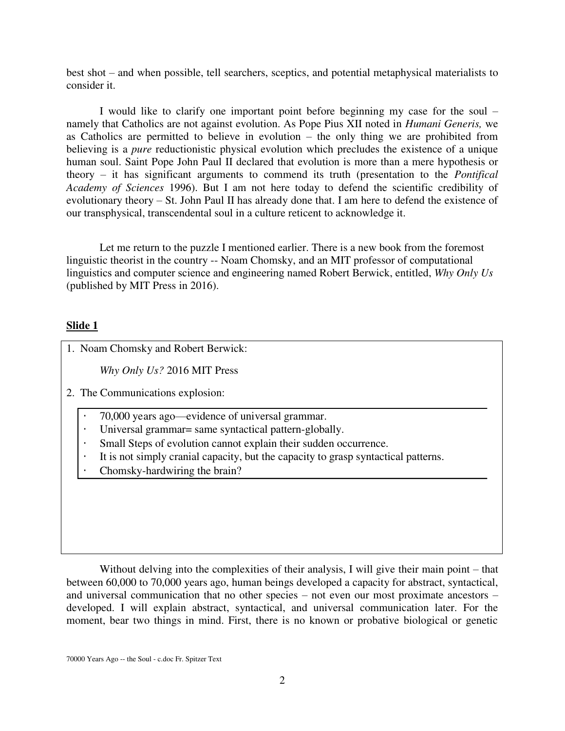best shot – and when possible, tell searchers, sceptics, and potential metaphysical materialists to consider it.

I would like to clarify one important point before beginning my case for the soul – namely that Catholics are not against evolution. As Pope Pius XII noted in *Humani Generis,* we as Catholics are permitted to believe in evolution – the only thing we are prohibited from believing is a *pure* reductionistic physical evolution which precludes the existence of a unique human soul. Saint Pope John Paul II declared that evolution is more than a mere hypothesis or theory – it has significant arguments to commend its truth (presentation to the *Pontifical Academy of Sciences* 1996). But I am not here today to defend the scientific credibility of evolutionary theory – St. John Paul II has already done that. I am here to defend the existence of our transphysical, transcendental soul in a culture reticent to acknowledge it.

Let me return to the puzzle I mentioned earlier. There is a new book from the foremost linguistic theorist in the country -- Noam Chomsky, and an MIT professor of computational linguistics and computer science and engineering named Robert Berwick, entitled, *Why Only Us* (published by MIT Press in 2016).

**Slide 1**

1. Noam Chomsky and Robert Berwick:

   *Why Only Us?* 2016 MIT Press

2. The Communications explosion:

   - 70,000 years ago—evidence of universal grammar.
   - Universal grammar= same syntactical pattern-globally.
   - Small Steps of evolution cannot explain their sudden occurrence.
   - It is not simply cranial capacity, but the capacity to grasp syntactical patterns.
   - Chomsky-hardwiring the brain?

Without delving into the complexities of their analysis, I will give their main point – that between 60,000 to 70,000 years ago, human beings developed a capacity for abstract, syntactical, and universal communication that no other species – not even our most proximate ancestors – developed. I will explain abstract, syntactical, and universal communication later. For the moment, bear two things in mind. First, there is no known or probative biological or genetic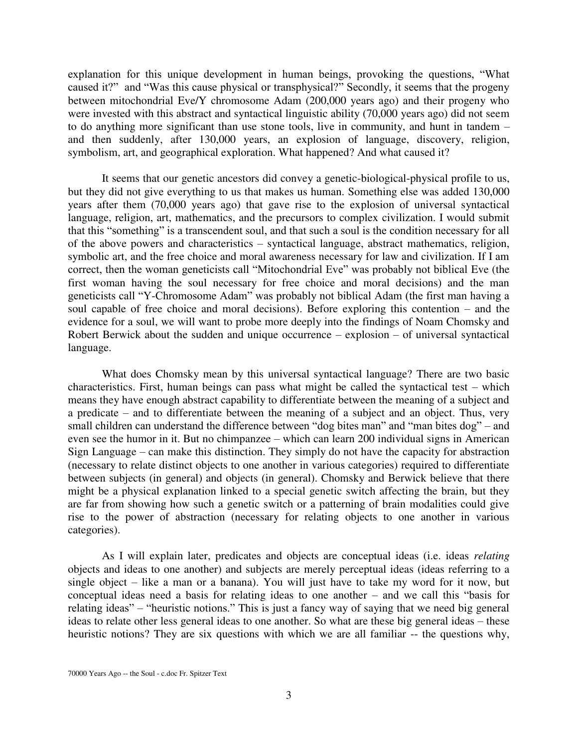explanation for this unique development in human beings, provoking the questions, "What caused it?" and "Was this cause physical or transphysical?" Secondly, it seems that the progeny between mitochondrial Eve/Y chromosome Adam (200,000 years ago) and their progeny who were invested with this abstract and syntactical linguistic ability (70,000 years ago) did not seem to do anything more significant than use stone tools, live in community, and hunt in tandem – and then suddenly, after 130,000 years, an explosion of language, discovery, religion, symbolism, art, and geographical exploration. What happened? And what caused it?

It seems that our genetic ancestors did convey a genetic-biological-physical profile to us, but they did not give everything to us that makes us human. Something else was added 130,000 years after them (70,000 years ago) that gave rise to the explosion of universal syntactical language, religion, art, mathematics, and the precursors to complex civilization. I would submit that this "something" is a transcendent soul, and that such a soul is the condition necessary for all of the above powers and characteristics – syntactical language, abstract mathematics, religion, symbolic art, and the free choice and moral awareness necessary for law and civilization. If I am correct, then the woman geneticists call "Mitochondrial Eve" was probably not biblical Eve (the first woman having the soul necessary for free choice and moral decisions) and the man geneticists call "Y-Chromosome Adam" was probably not biblical Adam (the first man having a soul capable of free choice and moral decisions). Before exploring this contention – and the evidence for a soul, we will want to probe more deeply into the findings of Noam Chomsky and Robert Berwick about the sudden and unique occurrence – explosion – of universal syntactical language.

What does Chomsky mean by this universal syntactical language? There are two basic characteristics. First, human beings can pass what might be called the syntactical test – which means they have enough abstract capability to differentiate between the meaning of a subject and a predicate – and to differentiate between the meaning of a subject and an object. Thus, very small children can understand the difference between "dog bites man" and "man bites dog" – and even see the humor in it. But no chimpanzee – which can learn 200 individual signs in American Sign Language – can make this distinction. They simply do not have the capacity for abstraction (necessary to relate distinct objects to one another in various categories) required to differentiate between subjects (in general) and objects (in general). Chomsky and Berwick believe that there might be a physical explanation linked to a special genetic switch affecting the brain, but they are far from showing how such a genetic switch or a patterning of brain modalities could give rise to the power of abstraction (necessary for relating objects to one another in various categories).

As I will explain later, predicates and objects are conceptual ideas (i.e. ideas *relating* objects and ideas to one another) and subjects are merely perceptual ideas (ideas referring to a single object – like a man or a banana). You will just have to take my word for it now, but conceptual ideas need a basis for relating ideas to one another – and we call this "basis for relating ideas" – "heuristic notions." This is just a fancy way of saying that we need big general ideas to relate other less general ideas to one another. So what are these big general ideas – these heuristic notions? They are six questions with which we are all familiar -- the questions why,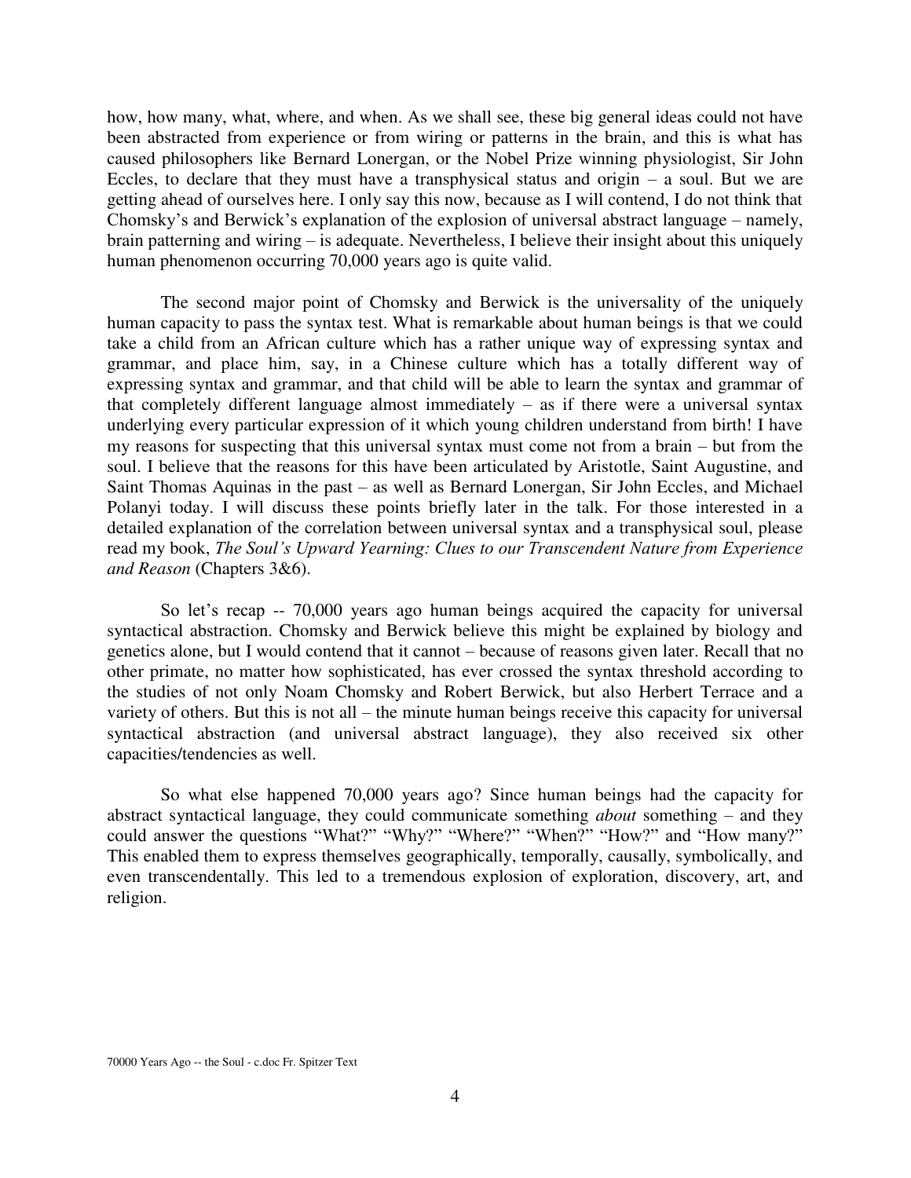how, how many, what, where, and when. As we shall see, these big general ideas could not have been abstracted from experience or from wiring or patterns in the brain, and this is what has caused philosophers like Bernard Lonergan, or the Nobel Prize winning physiologist, Sir John Eccles, to declare that they must have a transphysical status and origin – a soul. But we are getting ahead of ourselves here. I only say this now, because as I will contend, I do not think that Chomsky's and Berwick's explanation of the explosion of universal abstract language – namely, brain patterning and wiring – is adequate. Nevertheless, I believe their insight about this uniquely human phenomenon occurring 70,000 years ago is quite valid.

The second major point of Chomsky and Berwick is the universality of the uniquely human capacity to pass the syntax test. What is remarkable about human beings is that we could take a child from an African culture which has a rather unique way of expressing syntax and grammar, and place him, say, in a Chinese culture which has a totally different way of expressing syntax and grammar, and that child will be able to learn the syntax and grammar of that completely different language almost immediately – as if there were a universal syntax underlying every particular expression of it which young children understand from birth! I have my reasons for suspecting that this universal syntax must come not from a brain – but from the soul. I believe that the reasons for this have been articulated by Aristotle, Saint Augustine, and Saint Thomas Aquinas in the past – as well as Bernard Lonergan, Sir John Eccles, and Michael Polanyi today. I will discuss these points briefly later in the talk. For those interested in a detailed explanation of the correlation between universal syntax and a transphysical soul, please read my book, *The Soul's Upward Yearning: Clues to our Transcendent Nature from Experience and Reason* (Chapters 3&6).

So let's recap -- 70,000 years ago human beings acquired the capacity for universal syntactical abstraction. Chomsky and Berwick believe this might be explained by biology and genetics alone, but I would contend that it cannot – because of reasons given later. Recall that no other primate, no matter how sophisticated, has ever crossed the syntax threshold according to the studies of not only Noam Chomsky and Robert Berwick, but also Herbert Terrace and a variety of others. But this is not all – the minute human beings receive this capacity for universal syntactical abstraction (and universal abstract language), they also received six other capacities/tendencies as well.

So what else happened 70,000 years ago? Since human beings had the capacity for abstract syntactical language, they could communicate something *about* something – and they could answer the questions "What?" "Why?" "Where?" "When?" "How?" and "How many?" This enabled them to express themselves geographically, temporally, causally, symbolically, and even transcendentally. This led to a tremendous explosion of exploration, discovery, art, and religion.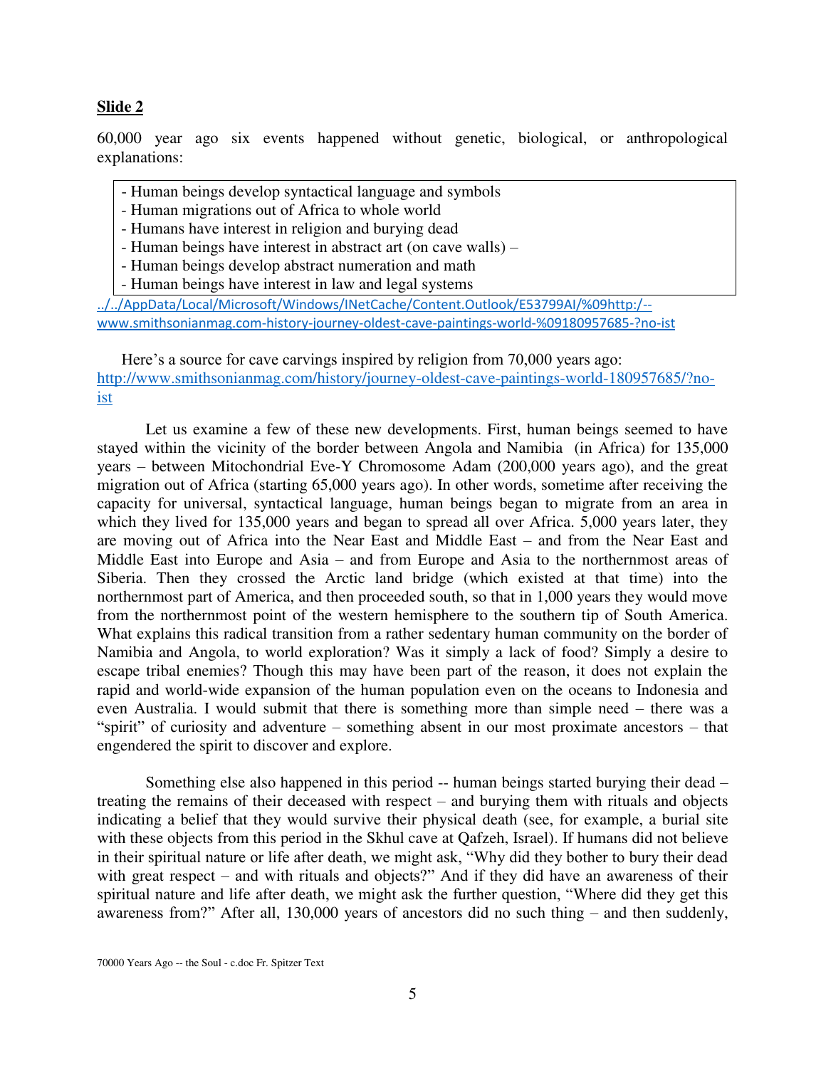**Slide 2**

60,000 year ago six events happened without genetic, biological, or anthropological explanations:

- Human beings develop syntactical language and symbols
- Human migrations out of Africa to whole world
- Humans have interest in religion and burying dead
- Human beings have interest in abstract art (on cave walls) –
- Human beings develop abstract numeration and math
- Human beings have interest in law and legal systems

[../../AppData/Local/Microsoft/Windows/INetCache/Content.Outlook/E53799AI/%09http:/--www.smithsonianmag.com-history-journey-oldest-cave-paintings-world-%09180957685-?no-ist](../../AppData/Local/Microsoft/Windows/INetCache/Content.Outlook/E53799AI/%09http:/--www.smithsonianmag.com-history-journey-oldest-cave-paintings-world-%09180957685-?no-ist)

Here's a source for cave carvings inspired by religion from 70,000 years ago: [http://www.smithsonianmag.com/history/journey-oldest-cave-paintings-world-180957685/?no-ist](http://www.smithsonianmag.com/history/journey-oldest-cave-paintings-world-180957685/?no-ist)

Let us examine a few of these new developments. First, human beings seemed to have stayed within the vicinity of the border between Angola and Namibia (in Africa) for 135,000 years – between Mitochondrial Eve-Y Chromosome Adam (200,000 years ago), and the great migration out of Africa (starting 65,000 years ago). In other words, sometime after receiving the capacity for universal, syntactical language, human beings began to migrate from an area in which they lived for 135,000 years and began to spread all over Africa. 5,000 years later, they are moving out of Africa into the Near East and Middle East – and from the Near East and Middle East into Europe and Asia – and from Europe and Asia to the northernmost areas of Siberia. Then they crossed the Arctic land bridge (which existed at that time) into the northernmost part of America, and then proceeded south, so that in 1,000 years they would move from the northernmost point of the western hemisphere to the southern tip of South America. What explains this radical transition from a rather sedentary human community on the border of Namibia and Angola, to world exploration? Was it simply a lack of food? Simply a desire to escape tribal enemies? Though this may have been part of the reason, it does not explain the rapid and world-wide expansion of the human population even on the oceans to Indonesia and even Australia. I would submit that there is something more than simple need – there was a "spirit" of curiosity and adventure – something absent in our most proximate ancestors – that engendered the spirit to discover and explore.

Something else also happened in this period -- human beings started burying their dead – treating the remains of their deceased with respect – and burying them with rituals and objects indicating a belief that they would survive their physical death (see, for example, a burial site with these objects from this period in the Skhul cave at Qafzeh, Israel). If humans did not believe in their spiritual nature or life after death, we might ask, "Why did they bother to bury their dead with great respect – and with rituals and objects?" And if they did have an awareness of their spiritual nature and life after death, we might ask the further question, "Where did they get this awareness from?" After all, 130,000 years of ancestors did no such thing – and then suddenly,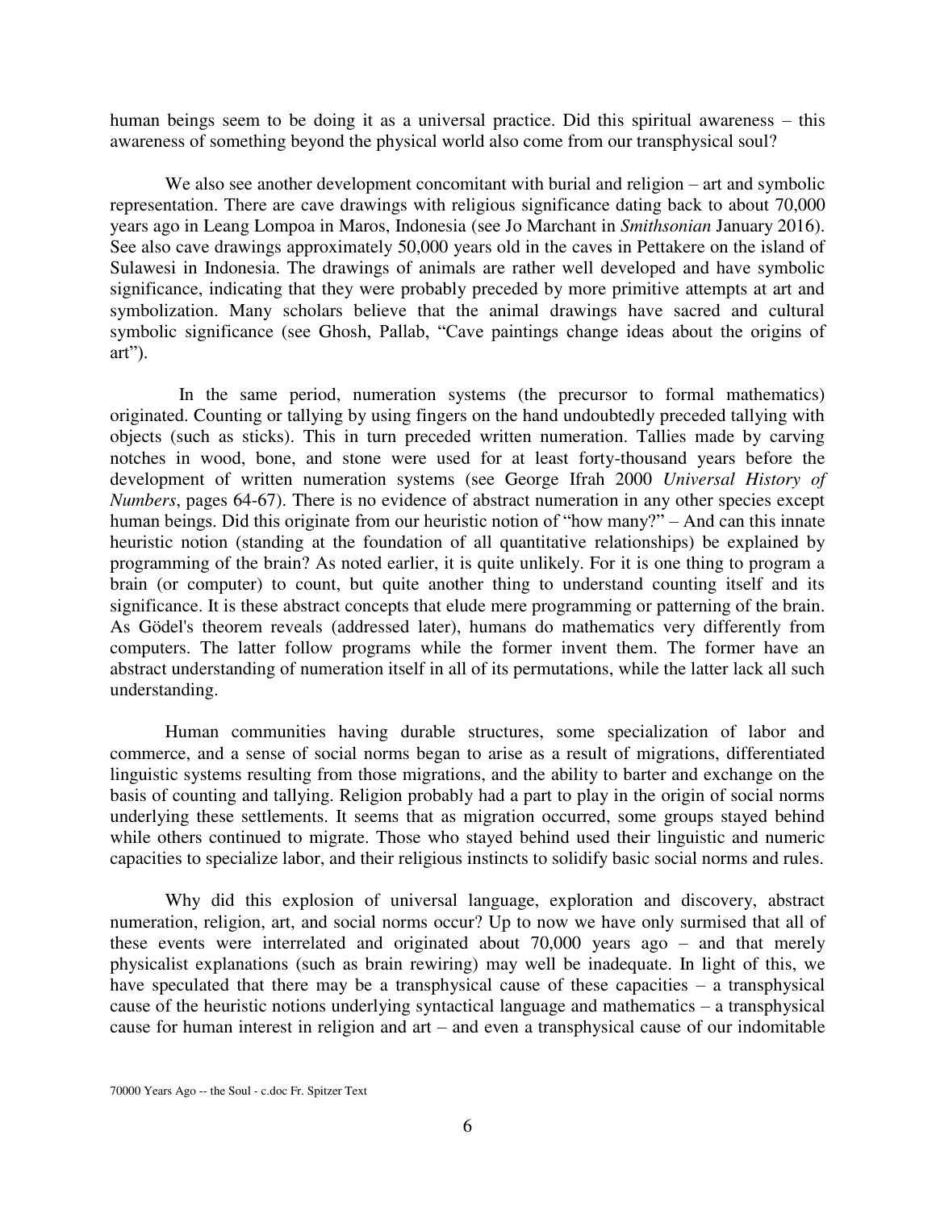human beings seem to be doing it as a universal practice. Did this spiritual awareness – this awareness of something beyond the physical world also come from our transphysical soul?

We also see another development concomitant with burial and religion – art and symbolic representation. There are cave drawings with religious significance dating back to about 70,000 years ago in Leang Lompoa in Maros, Indonesia (see Jo Marchant in *Smithsonian* January 2016). See also cave drawings approximately 50,000 years old in the caves in Pettakere on the island of Sulawesi in Indonesia. The drawings of animals are rather well developed and have symbolic significance, indicating that they were probably preceded by more primitive attempts at art and symbolization. Many scholars believe that the animal drawings have sacred and cultural symbolic significance (see Ghosh, Pallab, "Cave paintings change ideas about the origins of art").

In the same period, numeration systems (the precursor to formal mathematics) originated. Counting or tallying by using fingers on the hand undoubtedly preceded tallying with objects (such as sticks). This in turn preceded written numeration. Tallies made by carving notches in wood, bone, and stone were used for at least forty-thousand years before the development of written numeration systems (see George Ifrah 2000 *Universal History of Numbers*, pages 64-67). There is no evidence of abstract numeration in any other species except human beings. Did this originate from our heuristic notion of "how many?" – And can this innate heuristic notion (standing at the foundation of all quantitative relationships) be explained by programming of the brain? As noted earlier, it is quite unlikely. For it is one thing to program a brain (or computer) to count, but quite another thing to understand counting itself and its significance. It is these abstract concepts that elude mere programming or patterning of the brain. As Gödel's theorem reveals (addressed later), humans do mathematics very differently from computers. The latter follow programs while the former invent them. The former have an abstract understanding of numeration itself in all of its permutations, while the latter lack all such understanding.

Human communities having durable structures, some specialization of labor and commerce, and a sense of social norms began to arise as a result of migrations, differentiated linguistic systems resulting from those migrations, and the ability to barter and exchange on the basis of counting and tallying. Religion probably had a part to play in the origin of social norms underlying these settlements. It seems that as migration occurred, some groups stayed behind while others continued to migrate. Those who stayed behind used their linguistic and numeric capacities to specialize labor, and their religious instincts to solidify basic social norms and rules.

Why did this explosion of universal language, exploration and discovery, abstract numeration, religion, art, and social norms occur? Up to now we have only surmised that all of these events were interrelated and originated about 70,000 years ago – and that merely physicalist explanations (such as brain rewiring) may well be inadequate. In light of this, we have speculated that there may be a transphysical cause of these capacities – a transphysical cause of the heuristic notions underlying syntactical language and mathematics – a transphysical cause for human interest in religion and art – and even a transphysical cause of our indomitable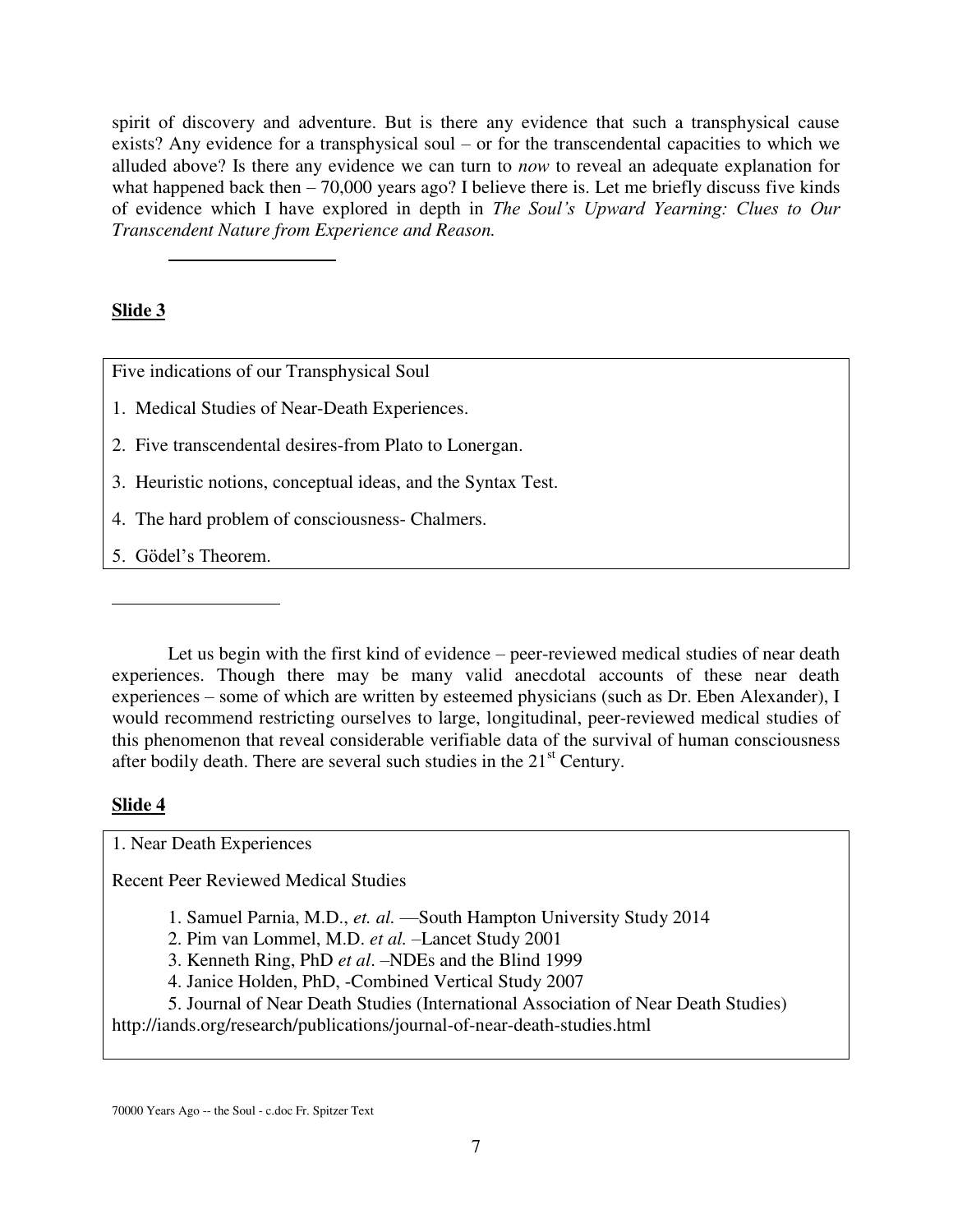spirit of discovery and adventure. But is there any evidence that such a transphysical cause exists? Any evidence for a transphysical soul – or for the transcendental capacities to which we alluded above? Is there any evidence we can turn to *now* to reveal an adequate explanation for what happened back then – 70,000 years ago? I believe there is. Let me briefly discuss five kinds of evidence which I have explored in depth in *The Soul's Upward Yearning: Clues to Our Transcendent Nature from Experience and Reason.*

---

**Slide 3**

Five indications of our Transphysical Soul

1. Medical Studies of Near-Death Experiences.
2. Five transcendental desires-from Plato to Lonergan.
3. Heuristic notions, conceptual ideas, and the Syntax Test.
4. The hard problem of consciousness- Chalmers.
5. Gödel's Theorem.

---

Let us begin with the first kind of evidence – peer-reviewed medical studies of near death experiences. Though there may be many valid anecdotal accounts of these near death experiences – some of which are written by esteemed physicians (such as Dr. Eben Alexander), I would recommend restricting ourselves to large, longitudinal, peer-reviewed medical studies of this phenomenon that reveal considerable verifiable data of the survival of human consciousness after bodily death. There are several such studies in the 21st Century.

**Slide 4**

1. Near Death Experiences

Recent Peer Reviewed Medical Studies

1. Samuel Parnia, M.D., *et. al.* —South Hampton University Study 2014
2. Pim van Lommel, M.D. *et al.* –Lancet Study 2001
3. Kenneth Ring, PhD *et al*. –NDEs and the Blind 1999
4. Janice Holden, PhD, -Combined Vertical Study 2007
5. Journal of Near Death Studies (International Association of Near Death Studies)

http://iands.org/research/publications/journal-of-near-death-studies.html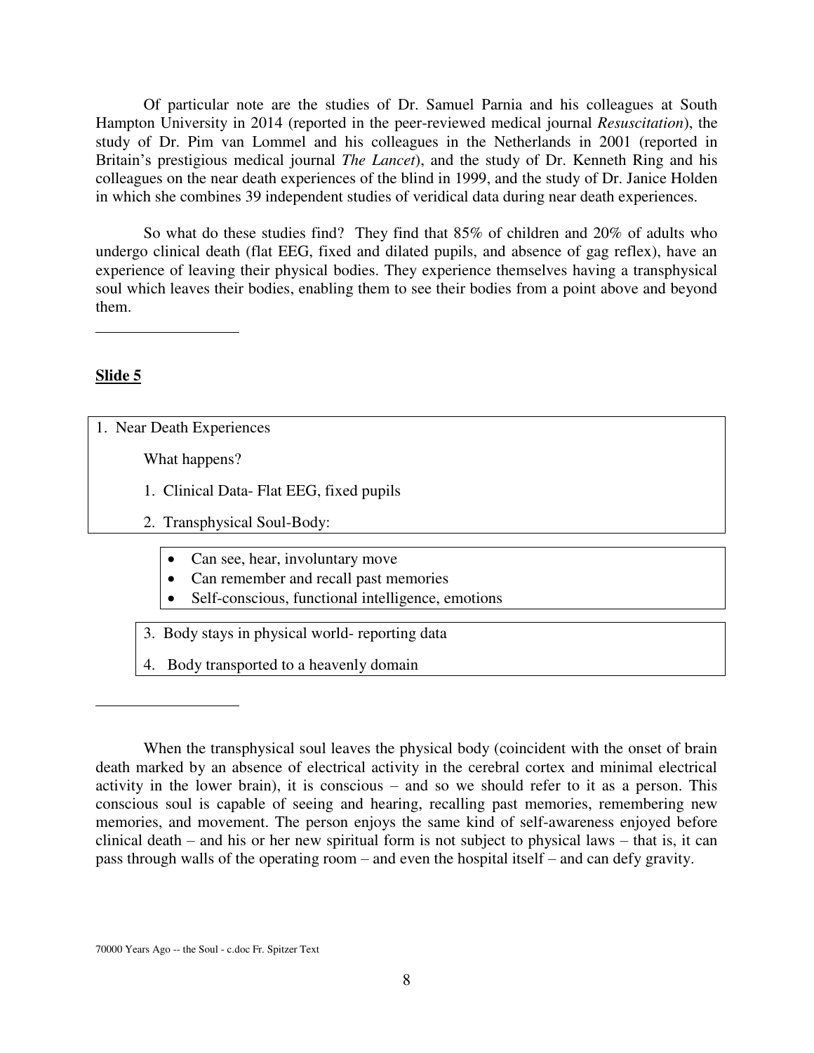Of particular note are the studies of Dr. Samuel Parnia and his colleagues at South Hampton University in 2014 (reported in the peer-reviewed medical journal *Resuscitation*), the study of Dr. Pim van Lommel and his colleagues in the Netherlands in 2001 (reported in Britain's prestigious medical journal *The Lancet*), and the study of Dr. Kenneth Ring and his colleagues on the near death experiences of the blind in 1999, and the study of Dr. Janice Holden in which she combines 39 independent studies of veridical data during near death experiences.

So what do these studies find? They find that 85% of children and 20% of adults who undergo clinical death (flat EEG, fixed and dilated pupils, and absence of gag reflex), have an experience of leaving their physical bodies. They experience themselves having a transphysical soul which leaves their bodies, enabling them to see their bodies from a point above and beyond them.

---

**Slide 5**

1. Near Death Experiences

   What happens?

   1. Clinical Data- Flat EEG, fixed pupils
   2. Transphysical Soul-Body:
      - Can see, hear, involuntary move
      - Can remember and recall past memories
      - Self-conscious, functional intelligence, emotions
   3. Body stays in physical world- reporting data
   4. Body transported to a heavenly domain

---

When the transphysical soul leaves the physical body (coincident with the onset of brain death marked by an absence of electrical activity in the cerebral cortex and minimal electrical activity in the lower brain), it is conscious – and so we should refer to it as a person. This conscious soul is capable of seeing and hearing, recalling past memories, remembering new memories, and movement. The person enjoys the same kind of self-awareness enjoyed before clinical death – and his or her new spiritual form is not subject to physical laws – that is, it can pass through walls of the operating room – and even the hospital itself – and can defy gravity.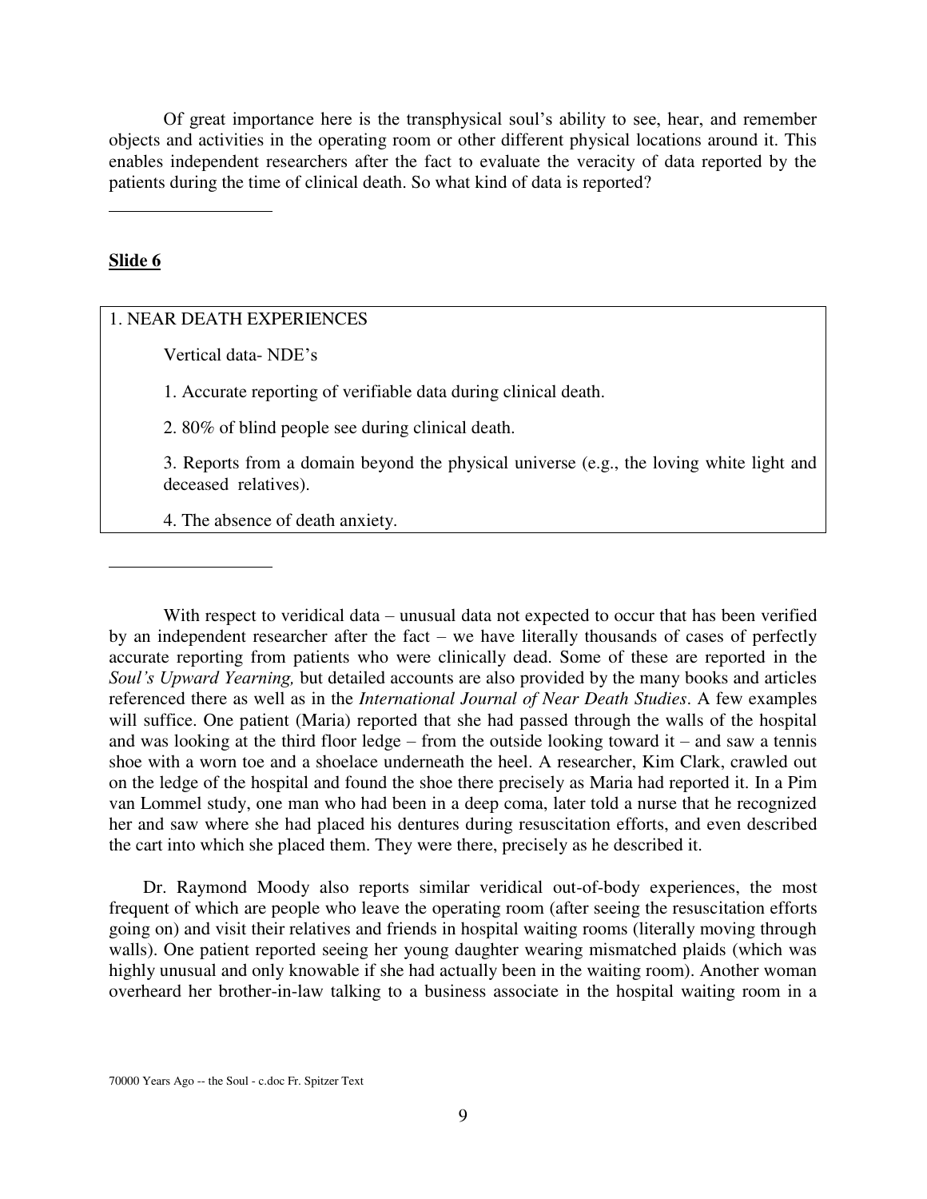Of great importance here is the transphysical soul's ability to see, hear, and remember objects and activities in the operating room or other different physical locations around it. This enables independent researchers after the fact to evaluate the veracity of data reported by the patients during the time of clinical death. So what kind of data is reported?

---

**Slide 6**

> 1. NEAR DEATH EXPERIENCES
>
> Vertical data- NDE's
>
> 1. Accurate reporting of verifiable data during clinical death.
>
> 2. 80% of blind people see during clinical death.
>
> 3. Reports from a domain beyond the physical universe (e.g., the loving white light and deceased relatives).
>
> 4. The absence of death anxiety.

---

With respect to veridical data – unusual data not expected to occur that has been verified by an independent researcher after the fact – we have literally thousands of cases of perfectly accurate reporting from patients who were clinically dead. Some of these are reported in the *Soul's Upward Yearning,* but detailed accounts are also provided by the many books and articles referenced there as well as in the *International Journal of Near Death Studies*. A few examples will suffice. One patient (Maria) reported that she had passed through the walls of the hospital and was looking at the third floor ledge – from the outside looking toward it – and saw a tennis shoe with a worn toe and a shoelace underneath the heel. A researcher, Kim Clark, crawled out on the ledge of the hospital and found the shoe there precisely as Maria had reported it. In a Pim van Lommel study, one man who had been in a deep coma, later told a nurse that he recognized her and saw where she had placed his dentures during resuscitation efforts, and even described the cart into which she placed them. They were there, precisely as he described it.

Dr. Raymond Moody also reports similar veridical out-of-body experiences, the most frequent of which are people who leave the operating room (after seeing the resuscitation efforts going on) and visit their relatives and friends in hospital waiting rooms (literally moving through walls). One patient reported seeing her young daughter wearing mismatched plaids (which was highly unusual and only knowable if she had actually been in the waiting room). Another woman overheard her brother-in-law talking to a business associate in the hospital waiting room in a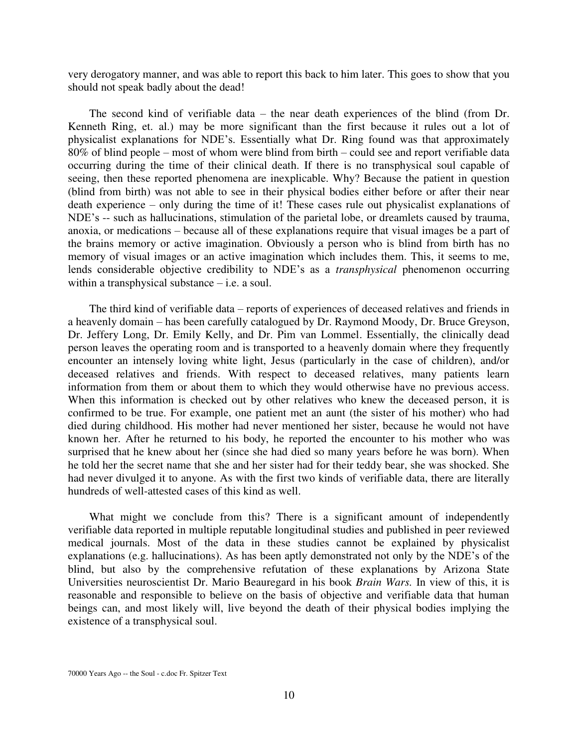very derogatory manner, and was able to report this back to him later. This goes to show that you should not speak badly about the dead!

The second kind of verifiable data – the near death experiences of the blind (from Dr. Kenneth Ring, et. al.) may be more significant than the first because it rules out a lot of physicalist explanations for NDE's. Essentially what Dr. Ring found was that approximately 80% of blind people – most of whom were blind from birth – could see and report verifiable data occurring during the time of their clinical death. If there is no transphysical soul capable of seeing, then these reported phenomena are inexplicable. Why? Because the patient in question (blind from birth) was not able to see in their physical bodies either before or after their near death experience – only during the time of it! These cases rule out physicalist explanations of NDE's -- such as hallucinations, stimulation of the parietal lobe, or dreamlets caused by trauma, anoxia, or medications – because all of these explanations require that visual images be a part of the brains memory or active imagination. Obviously a person who is blind from birth has no memory of visual images or an active imagination which includes them. This, it seems to me, lends considerable objective credibility to NDE's as a *transphysical* phenomenon occurring within a transphysical substance – i.e. a soul.

The third kind of verifiable data – reports of experiences of deceased relatives and friends in a heavenly domain – has been carefully catalogued by Dr. Raymond Moody, Dr. Bruce Greyson, Dr. Jeffery Long, Dr. Emily Kelly, and Dr. Pim van Lommel. Essentially, the clinically dead person leaves the operating room and is transported to a heavenly domain where they frequently encounter an intensely loving white light, Jesus (particularly in the case of children), and/or deceased relatives and friends. With respect to deceased relatives, many patients learn information from them or about them to which they would otherwise have no previous access. When this information is checked out by other relatives who knew the deceased person, it is confirmed to be true. For example, one patient met an aunt (the sister of his mother) who had died during childhood. His mother had never mentioned her sister, because he would not have known her. After he returned to his body, he reported the encounter to his mother who was surprised that he knew about her (since she had died so many years before he was born). When he told her the secret name that she and her sister had for their teddy bear, she was shocked. She had never divulged it to anyone. As with the first two kinds of verifiable data, there are literally hundreds of well-attested cases of this kind as well.

What might we conclude from this? There is a significant amount of independently verifiable data reported in multiple reputable longitudinal studies and published in peer reviewed medical journals. Most of the data in these studies cannot be explained by physicalist explanations (e.g. hallucinations). As has been aptly demonstrated not only by the NDE's of the blind, but also by the comprehensive refutation of these explanations by Arizona State Universities neuroscientist Dr. Mario Beauregard in his book *Brain Wars.* In view of this, it is reasonable and responsible to believe on the basis of objective and verifiable data that human beings can, and most likely will, live beyond the death of their physical bodies implying the existence of a transphysical soul.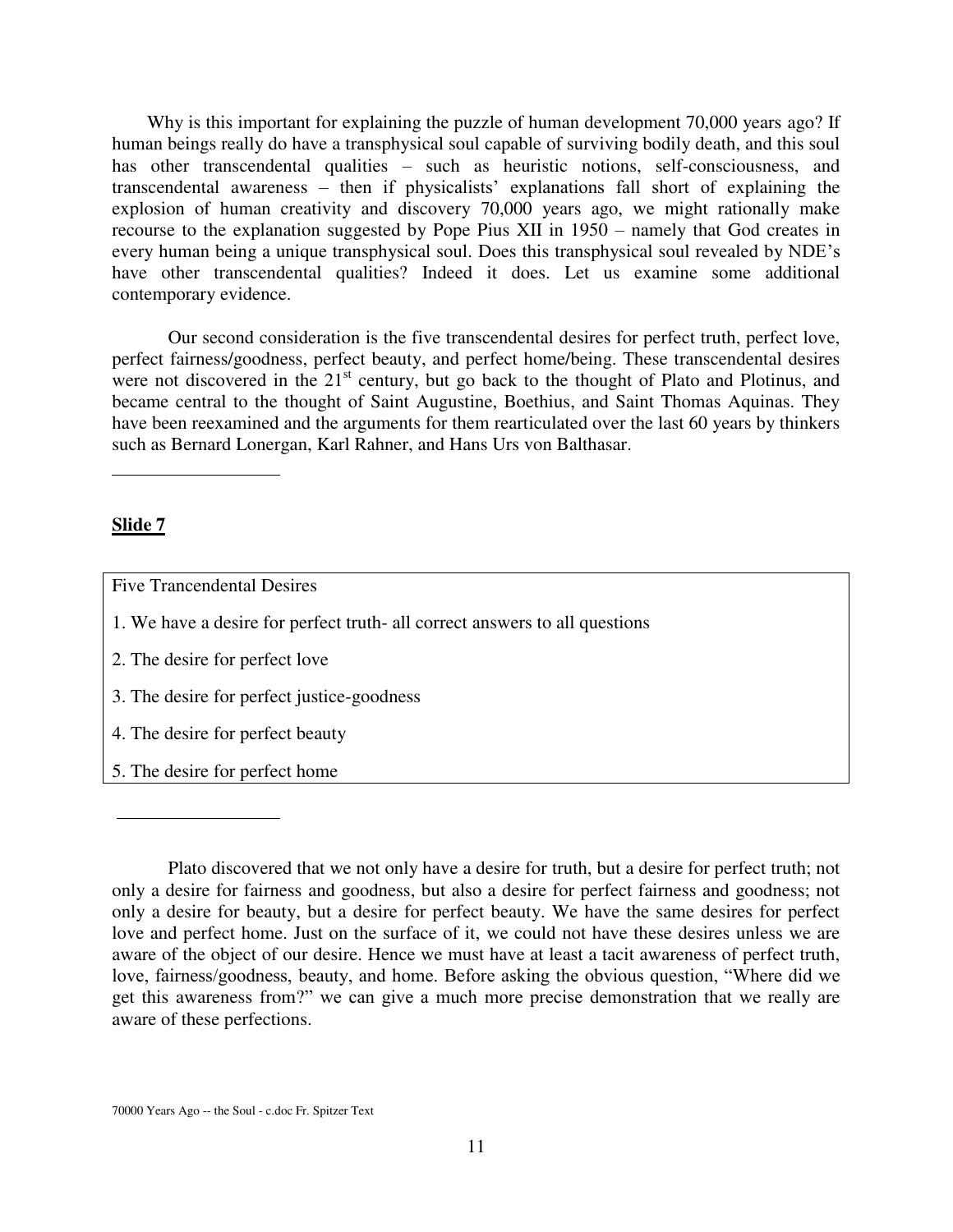Why is this important for explaining the puzzle of human development 70,000 years ago? If human beings really do have a transphysical soul capable of surviving bodily death, and this soul has other transcendental qualities – such as heuristic notions, self-consciousness, and transcendental awareness – then if physicalists' explanations fall short of explaining the explosion of human creativity and discovery 70,000 years ago, we might rationally make recourse to the explanation suggested by Pope Pius XII in 1950 – namely that God creates in every human being a unique transphysical soul. Does this transphysical soul revealed by NDE's have other transcendental qualities? Indeed it does. Let us examine some additional contemporary evidence.

Our second consideration is the five transcendental desires for perfect truth, perfect love, perfect fairness/goodness, perfect beauty, and perfect home/being. These transcendental desires were not discovered in the 21st century, but go back to the thought of Plato and Plotinus, and became central to the thought of Saint Augustine, Boethius, and Saint Thomas Aquinas. They have been reexamined and the arguments for them rearticulated over the last 60 years by thinkers such as Bernard Lonergan, Karl Rahner, and Hans Urs von Balthasar.

---

**Slide 7**

| Five Trancendental Desires |
|---|
| 1. We have a desire for perfect truth- all correct answers to all questions |
| 2. The desire for perfect love |
| 3. The desire for perfect justice-goodness |
| 4. The desire for perfect beauty |
| 5. The desire for perfect home |

---

Plato discovered that we not only have a desire for truth, but a desire for perfect truth; not only a desire for fairness and goodness, but also a desire for perfect fairness and goodness; not only a desire for beauty, but a desire for perfect beauty. We have the same desires for perfect love and perfect home. Just on the surface of it, we could not have these desires unless we are aware of the object of our desire. Hence we must have at least a tacit awareness of perfect truth, love, fairness/goodness, beauty, and home. Before asking the obvious question, "Where did we get this awareness from?" we can give a much more precise demonstration that we really are aware of these perfections.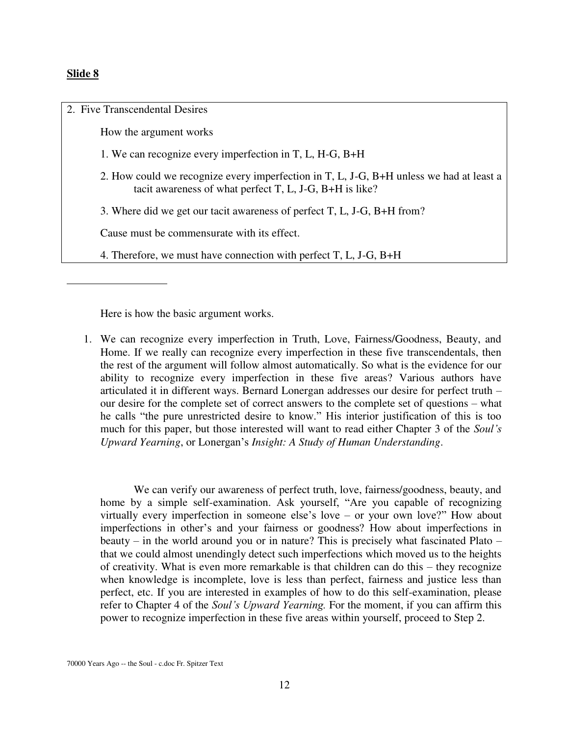**Slide 8**

2. Five Transcendental Desires

How the argument works

1. We can recognize every imperfection in T, L, H-G, B+H

2. How could we recognize every imperfection in T, L, J-G, B+H unless we had at least a tacit awareness of what perfect T, L, J-G, B+H is like?

3. Where did we get our tacit awareness of perfect T, L, J-G, B+H from?

Cause must be commensurate with its effect.

4. Therefore, we must have connection with perfect T, L, J-G, B+H

---

Here is how the basic argument works.

1. We can recognize every imperfection in Truth, Love, Fairness/Goodness, Beauty, and Home. If we really can recognize every imperfection in these five transcendentals, then the rest of the argument will follow almost automatically. So what is the evidence for our ability to recognize every imperfection in these five areas? Various authors have articulated it in different ways. Bernard Lonergan addresses our desire for perfect truth – our desire for the complete set of correct answers to the complete set of questions – what he calls "the pure unrestricted desire to know." His interior justification of this is too much for this paper, but those interested will want to read either Chapter 3 of the *Soul's Upward Yearning*, or Lonergan's *Insight: A Study of Human Understanding*.

We can verify our awareness of perfect truth, love, fairness/goodness, beauty, and home by a simple self-examination. Ask yourself, "Are you capable of recognizing virtually every imperfection in someone else's love – or your own love?" How about imperfections in other's and your fairness or goodness? How about imperfections in beauty – in the world around you or in nature? This is precisely what fascinated Plato – that we could almost unendingly detect such imperfections which moved us to the heights of creativity. What is even more remarkable is that children can do this – they recognize when knowledge is incomplete, love is less than perfect, fairness and justice less than perfect, etc. If you are interested in examples of how to do this self-examination, please refer to Chapter 4 of the *Soul's Upward Yearning.* For the moment, if you can affirm this power to recognize imperfection in these five areas within yourself, proceed to Step 2.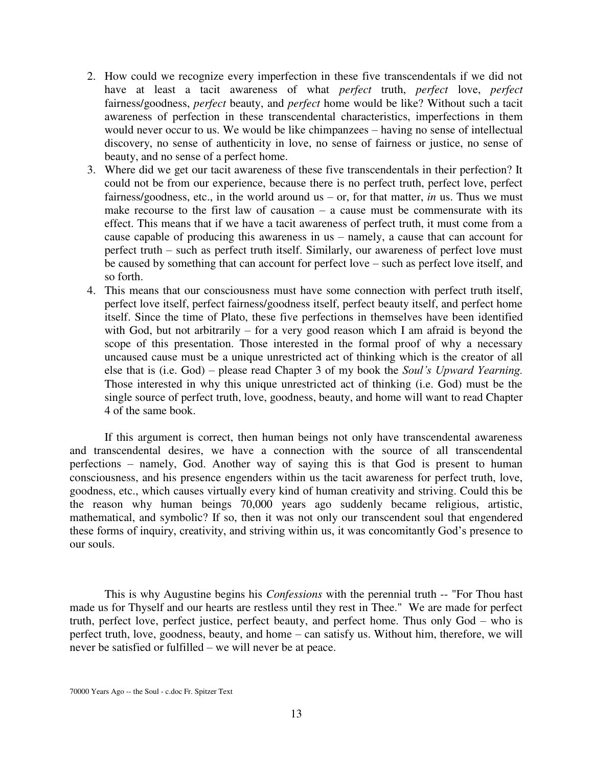2. How could we recognize every imperfection in these five transcendentals if we did not have at least a tacit awareness of what *perfect* truth, *perfect* love, *perfect* fairness/goodness, *perfect* beauty, and *perfect* home would be like? Without such a tacit awareness of perfection in these transcendental characteristics, imperfections in them would never occur to us. We would be like chimpanzees – having no sense of intellectual discovery, no sense of authenticity in love, no sense of fairness or justice, no sense of beauty, and no sense of a perfect home.
3. Where did we get our tacit awareness of these five transcendentals in their perfection? It could not be from our experience, because there is no perfect truth, perfect love, perfect fairness/goodness, etc., in the world around us – or, for that matter, *in* us. Thus we must make recourse to the first law of causation – a cause must be commensurate with its effect. This means that if we have a tacit awareness of perfect truth, it must come from a cause capable of producing this awareness in us – namely, a cause that can account for perfect truth – such as perfect truth itself. Similarly, our awareness of perfect love must be caused by something that can account for perfect love – such as perfect love itself, and so forth.
4. This means that our consciousness must have some connection with perfect truth itself, perfect love itself, perfect fairness/goodness itself, perfect beauty itself, and perfect home itself. Since the time of Plato, these five perfections in themselves have been identified with God, but not arbitrarily – for a very good reason which I am afraid is beyond the scope of this presentation. Those interested in the formal proof of why a necessary uncaused cause must be a unique unrestricted act of thinking which is the creator of all else that is (i.e. God) – please read Chapter 3 of my book the *Soul's Upward Yearning.* Those interested in why this unique unrestricted act of thinking (i.e. God) must be the single source of perfect truth, love, goodness, beauty, and home will want to read Chapter 4 of the same book.

If this argument is correct, then human beings not only have transcendental awareness and transcendental desires, we have a connection with the source of all transcendental perfections – namely, God. Another way of saying this is that God is present to human consciousness, and his presence engenders within us the tacit awareness for perfect truth, love, goodness, etc., which causes virtually every kind of human creativity and striving. Could this be the reason why human beings 70,000 years ago suddenly became religious, artistic, mathematical, and symbolic? If so, then it was not only our transcendent soul that engendered these forms of inquiry, creativity, and striving within us, it was concomitantly God's presence to our souls.

This is why Augustine begins his *Confessions* with the perennial truth -- "For Thou hast made us for Thyself and our hearts are restless until they rest in Thee." We are made for perfect truth, perfect love, perfect justice, perfect beauty, and perfect home. Thus only God – who is perfect truth, love, goodness, beauty, and home – can satisfy us. Without him, therefore, we will never be satisfied or fulfilled – we will never be at peace.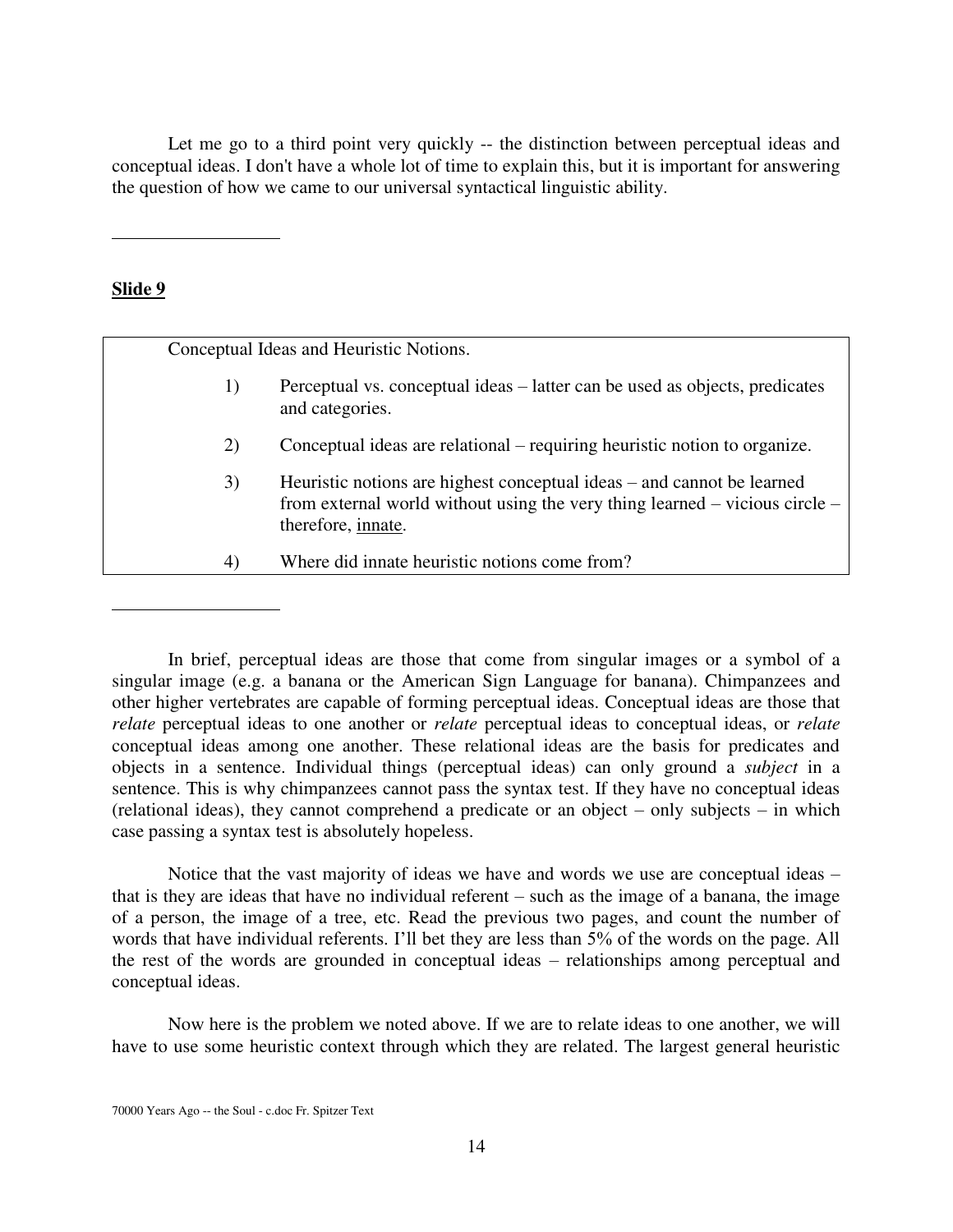Let me go to a third point very quickly -- the distinction between perceptual ideas and conceptual ideas. I don't have a whole lot of time to explain this, but it is important for answering the question of how we came to our universal syntactical linguistic ability.

---

**Slide 9**

> Conceptual Ideas and Heuristic Notions.
>
> 1) Perceptual vs. conceptual ideas – latter can be used as objects, predicates and categories.
>
> 2) Conceptual ideas are relational – requiring heuristic notion to organize.
>
> 3) Heuristic notions are highest conceptual ideas – and cannot be learned from external world without using the very thing learned – vicious circle – therefore, innate.
>
> 4) Where did innate heuristic notions come from?

---

In brief, perceptual ideas are those that come from singular images or a symbol of a singular image (e.g. a banana or the American Sign Language for banana). Chimpanzees and other higher vertebrates are capable of forming perceptual ideas. Conceptual ideas are those that *relate* perceptual ideas to one another or *relate* perceptual ideas to conceptual ideas, or *relate* conceptual ideas among one another. These relational ideas are the basis for predicates and objects in a sentence. Individual things (perceptual ideas) can only ground a *subject* in a sentence. This is why chimpanzees cannot pass the syntax test. If they have no conceptual ideas (relational ideas), they cannot comprehend a predicate or an object – only subjects – in which case passing a syntax test is absolutely hopeless.

Notice that the vast majority of ideas we have and words we use are conceptual ideas – that is they are ideas that have no individual referent – such as the image of a banana, the image of a person, the image of a tree, etc. Read the previous two pages, and count the number of words that have individual referents. I'll bet they are less than 5% of the words on the page. All the rest of the words are grounded in conceptual ideas – relationships among perceptual and conceptual ideas.

Now here is the problem we noted above. If we are to relate ideas to one another, we will have to use some heuristic context through which they are related. The largest general heuristic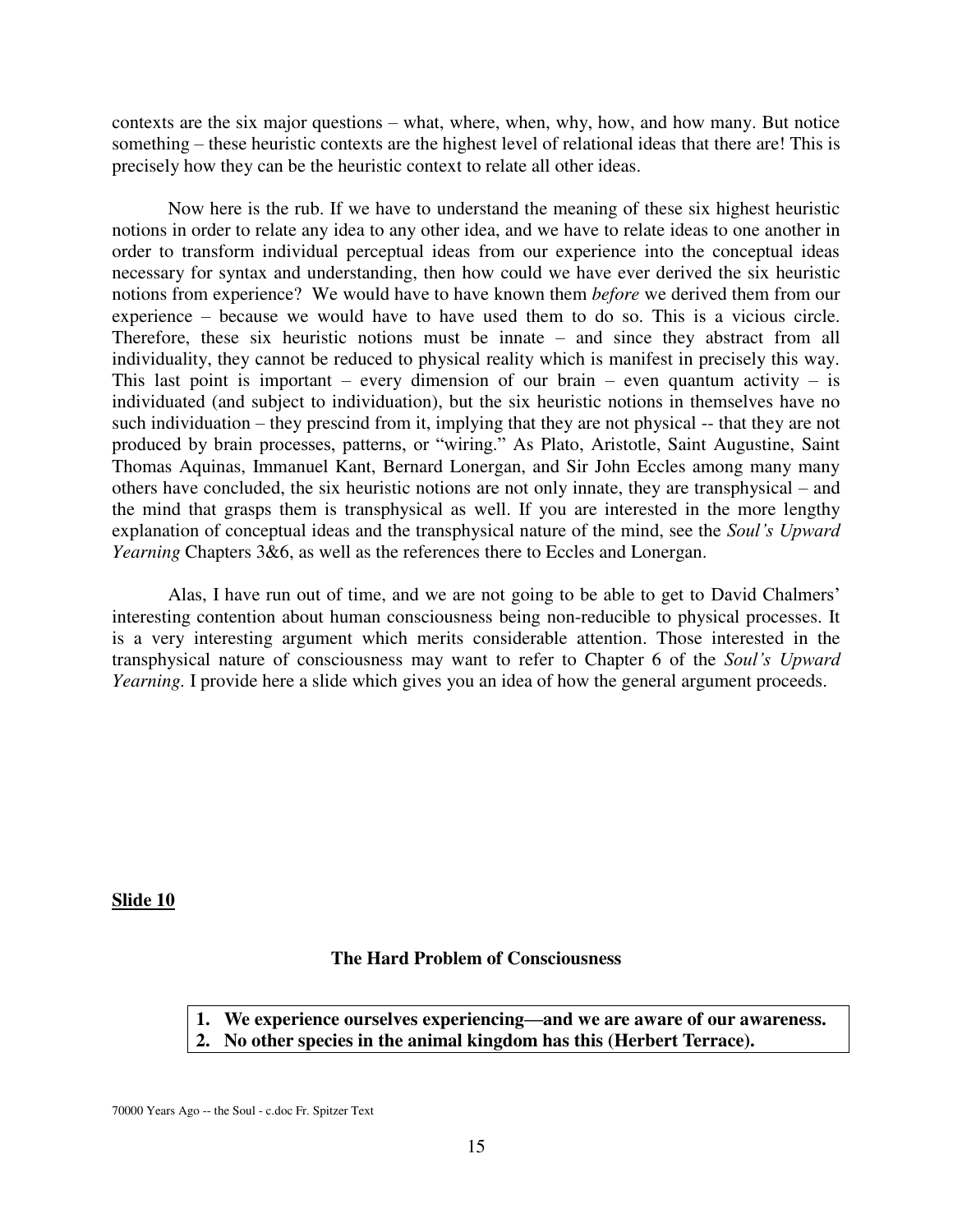contexts are the six major questions – what, where, when, why, how, and how many. But notice something – these heuristic contexts are the highest level of relational ideas that there are! This is precisely how they can be the heuristic context to relate all other ideas.

Now here is the rub. If we have to understand the meaning of these six highest heuristic notions in order to relate any idea to any other idea, and we have to relate ideas to one another in order to transform individual perceptual ideas from our experience into the conceptual ideas necessary for syntax and understanding, then how could we have ever derived the six heuristic notions from experience? We would have to have known them *before* we derived them from our experience – because we would have to have used them to do so. This is a vicious circle. Therefore, these six heuristic notions must be innate – and since they abstract from all individuality, they cannot be reduced to physical reality which is manifest in precisely this way. This last point is important – every dimension of our brain – even quantum activity – is individuated (and subject to individuation), but the six heuristic notions in themselves have no such individuation – they prescind from it, implying that they are not physical -- that they are not produced by brain processes, patterns, or "wiring." As Plato, Aristotle, Saint Augustine, Saint Thomas Aquinas, Immanuel Kant, Bernard Lonergan, and Sir John Eccles among many many others have concluded, the six heuristic notions are not only innate, they are transphysical – and the mind that grasps them is transphysical as well. If you are interested in the more lengthy explanation of conceptual ideas and the transphysical nature of the mind, see the *Soul's Upward Yearning* Chapters 3&6, as well as the references there to Eccles and Lonergan.

Alas, I have run out of time, and we are not going to be able to get to David Chalmers' interesting contention about human consciousness being non-reducible to physical processes. It is a very interesting argument which merits considerable attention. Those interested in the transphysical nature of consciousness may want to refer to Chapter 6 of the *Soul's Upward Yearning*. I provide here a slide which gives you an idea of how the general argument proceeds.

**Slide 10**

**The Hard Problem of Consciousness**

1. **We experience ourselves experiencing—and we are aware of our awareness.**
2. **No other species in the animal kingdom has this (Herbert Terrace).**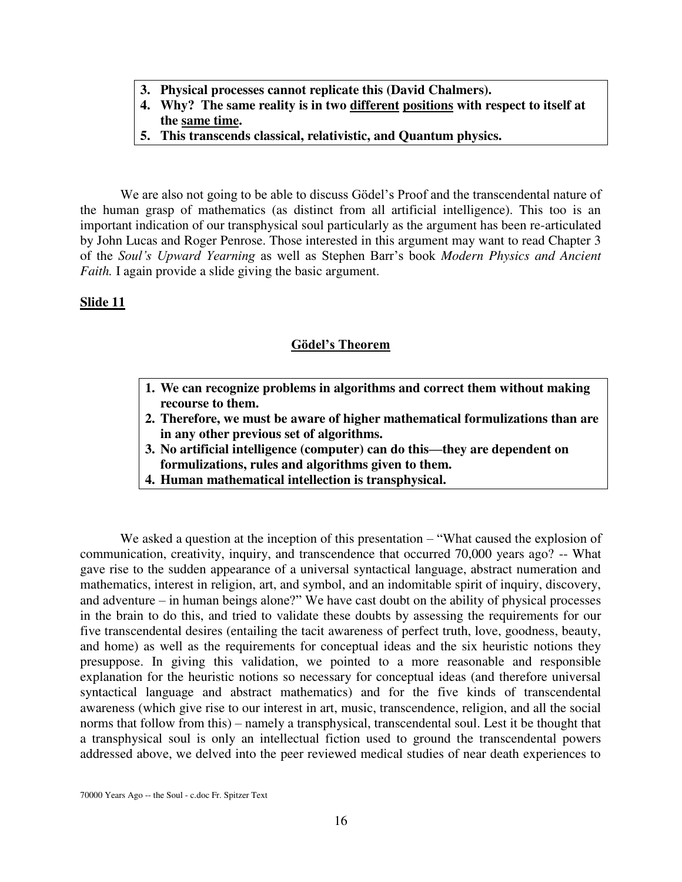3. **Physical processes cannot replicate this (David Chalmers).**
4. **Why? The same reality is in two different positions with respect to itself at the same time.**
5. **This transcends classical, relativistic, and Quantum physics.**

We are also not going to be able to discuss Gödel's Proof and the transcendental nature of the human grasp of mathematics (as distinct from all artificial intelligence). This too is an important indication of our transphysical soul particularly as the argument has been re-articulated by John Lucas and Roger Penrose. Those interested in this argument may want to read Chapter 3 of the *Soul's Upward Yearning* as well as Stephen Barr's book *Modern Physics and Ancient Faith.* I again provide a slide giving the basic argument.

**Slide 11**

**Gödel's Theorem**

1. **We can recognize problems in algorithms and correct them without making recourse to them.**
2. **Therefore, we must be aware of higher mathematical formulizations than are in any other previous set of algorithms.**
3. **No artificial intelligence (computer) can do this—they are dependent on formulizations, rules and algorithms given to them.**
4. **Human mathematical intellection is transphysical.**

We asked a question at the inception of this presentation – "What caused the explosion of communication, creativity, inquiry, and transcendence that occurred 70,000 years ago? -- What gave rise to the sudden appearance of a universal syntactical language, abstract numeration and mathematics, interest in religion, art, and symbol, and an indomitable spirit of inquiry, discovery, and adventure – in human beings alone?" We have cast doubt on the ability of physical processes in the brain to do this, and tried to validate these doubts by assessing the requirements for our five transcendental desires (entailing the tacit awareness of perfect truth, love, goodness, beauty, and home) as well as the requirements for conceptual ideas and the six heuristic notions they presuppose. In giving this validation, we pointed to a more reasonable and responsible explanation for the heuristic notions so necessary for conceptual ideas (and therefore universal syntactical language and abstract mathematics) and for the five kinds of transcendental awareness (which give rise to our interest in art, music, transcendence, religion, and all the social norms that follow from this) – namely a transphysical, transcendental soul. Lest it be thought that a transphysical soul is only an intellectual fiction used to ground the transcendental powers addressed above, we delved into the peer reviewed medical studies of near death experiences to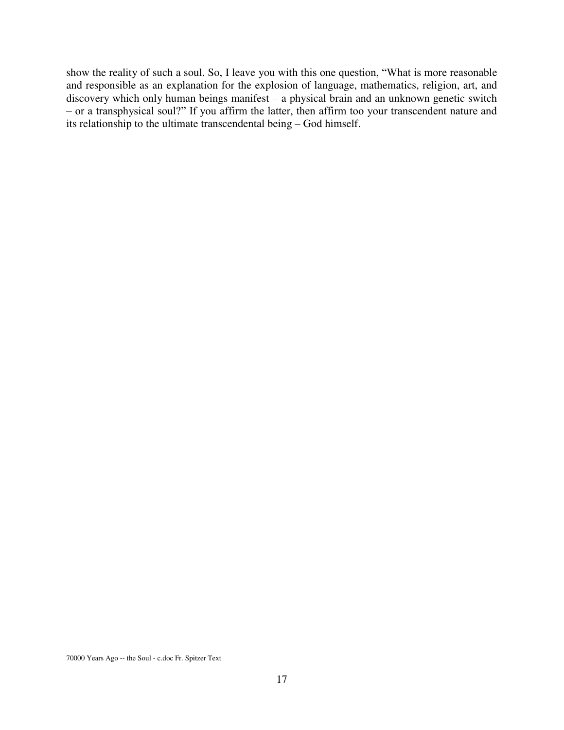show the reality of such a soul. So, I leave you with this one question, "What is more reasonable and responsible as an explanation for the explosion of language, mathematics, religion, art, and discovery which only human beings manifest – a physical brain and an unknown genetic switch – or a transphysical soul?" If you affirm the latter, then affirm too your transcendent nature and its relationship to the ultimate transcendental being – God himself.